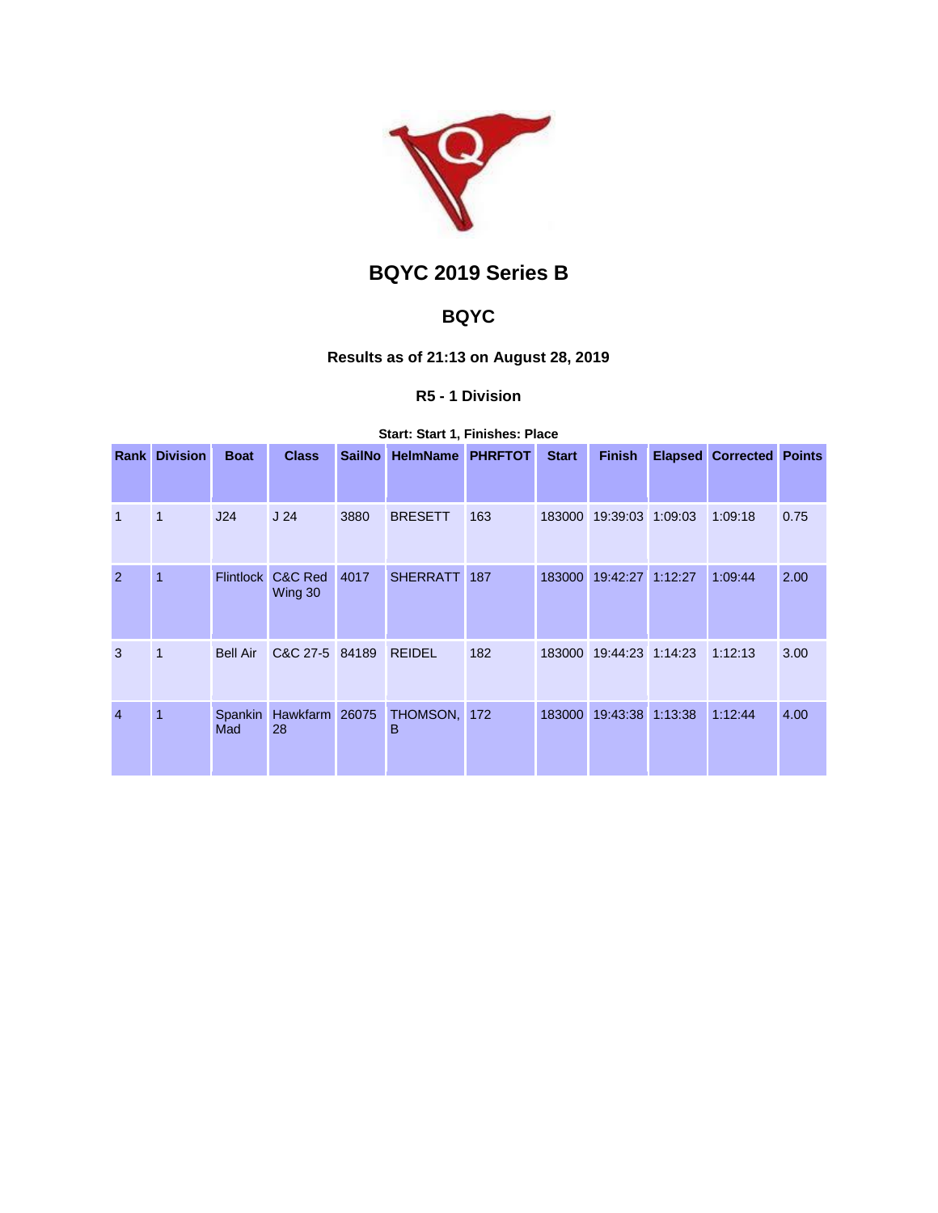# BQYC 2019 Series B

## BQYC

### Results as of 21:13 on August 28, 2019

#### R5 - 1 Division

**Start: Start 1, Finishes: Place**

| Rank | Division | Boat | Class | SailNo | HelmName | PHRFTOT | Start | Finish | Elapsed | Corrected | Points |
|---|---|---|---|---|---|---|---|---|---|---|---|
| 1 | 1 | J24 | J 24 | 3880 | BRESETT | 163 | 183000 | 19:39:03 | 1:09:03 | 1:09:18 | 0.75 |
| 2 | 1 | Flintlock | C&C Red Wing 30 | 4017 | SHERRATT | 187 | 183000 | 19:42:27 | 1:12:27 | 1:09:44 | 2.00 |
| 3 | 1 | Bell Air | C&C 27-5 | 84189 | REIDEL | 182 | 183000 | 19:44:23 | 1:14:23 | 1:12:13 | 3.00 |
| 4 | 1 | Spankin Mad | Hawkfarm 28 | 26075 | THOMSON, B | 172 | 183000 | 19:43:38 | 1:13:38 | 1:12:44 | 4.00 |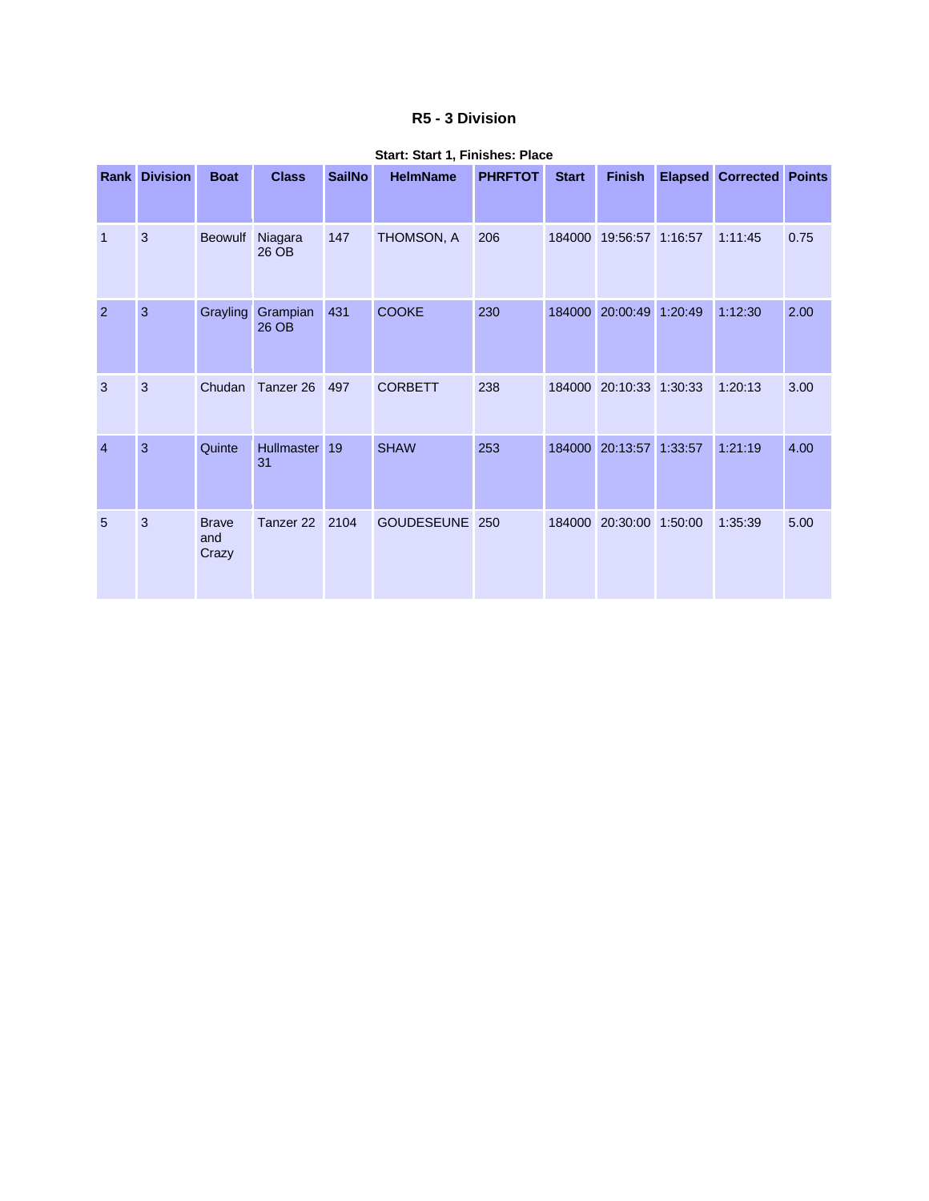# R5 - 3 Division

**Start: Start 1, Finishes: Place**

| Rank | Division | Boat | Class | SailNo | HelmName | PHRFTOT | Start | Finish | Elapsed | Corrected | Points |
|---|---|---|---|---|---|---|---|---|---|---|---|
| 1 | 3 | Beowulf | Niagara 26 OB | 147 | THOMSON, A | 206 | 184000 | 19:56:57 | 1:16:57 | 1:11:45 | 0.75 |
| 2 | 3 | Grayling | Grampian 26 OB | 431 | COOKE | 230 | 184000 | 20:00:49 | 1:20:49 | 1:12:30 | 2.00 |
| 3 | 3 | Chudan | Tanzer 26 | 497 | CORBETT | 238 | 184000 | 20:10:33 | 1:30:33 | 1:20:13 | 3.00 |
| 4 | 3 | Quinte | Hullmaster 31 | 19 | SHAW | 253 | 184000 | 20:13:57 | 1:33:57 | 1:21:19 | 4.00 |
| 5 | 3 | Brave and Crazy | Tanzer 22 | 2104 | GOUDESEUNE | 250 | 184000 | 20:30:00 | 1:50:00 | 1:35:39 | 5.00 |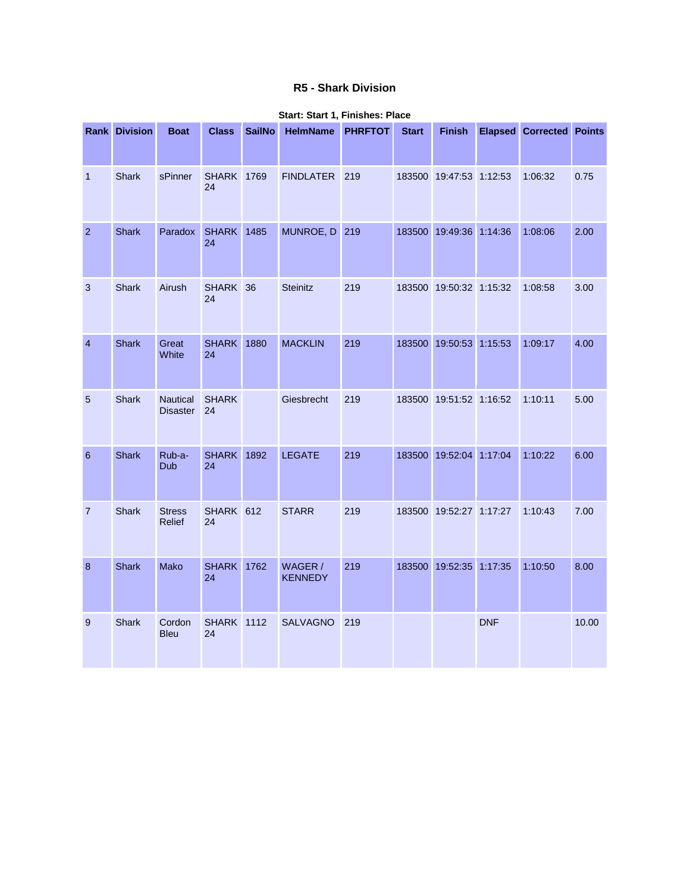### R5 - Shark Division

**Start: Start 1, Finishes: Place**

| Rank | Division | Boat | Class | SailNo | HelmName | PHRFTOT | Start | Finish | Elapsed | Corrected | Points |
|---|---|---|---|---|---|---|---|---|---|---|---|
| 1 | Shark | sPinner | SHARK 24 | 1769 | FINDLATER | 219 | 183500 | 19:47:53 | 1:12:53 | 1:06:32 | 0.75 |
| 2 | Shark | Paradox | SHARK 24 | 1485 | MUNROE, D | 219 | 183500 | 19:49:36 | 1:14:36 | 1:08:06 | 2.00 |
| 3 | Shark | Airush | SHARK 24 | 36 | Steinitz | 219 | 183500 | 19:50:32 | 1:15:32 | 1:08:58 | 3.00 |
| 4 | Shark | Great White | SHARK 24 | 1880 | MACKLIN | 219 | 183500 | 19:50:53 | 1:15:53 | 1:09:17 | 4.00 |
| 5 | Shark | Nautical Disaster | SHARK 24 | | Giesbrecht | 219 | 183500 | 19:51:52 | 1:16:52 | 1:10:11 | 5.00 |
| 6 | Shark | Rub-a-Dub | SHARK 24 | 1892 | LEGATE | 219 | 183500 | 19:52:04 | 1:17:04 | 1:10:22 | 6.00 |
| 7 | Shark | Stress Relief | SHARK 24 | 612 | STARR | 219 | 183500 | 19:52:27 | 1:17:27 | 1:10:43 | 7.00 |
| 8 | Shark | Mako | SHARK 24 | 1762 | WAGER / KENNEDY | 219 | 183500 | 19:52:35 | 1:17:35 | 1:10:50 | 8.00 |
| 9 | Shark | Cordon Bleu | SHARK 24 | 1112 | SALVAGNO | 219 | | | DNF | | 10.00 |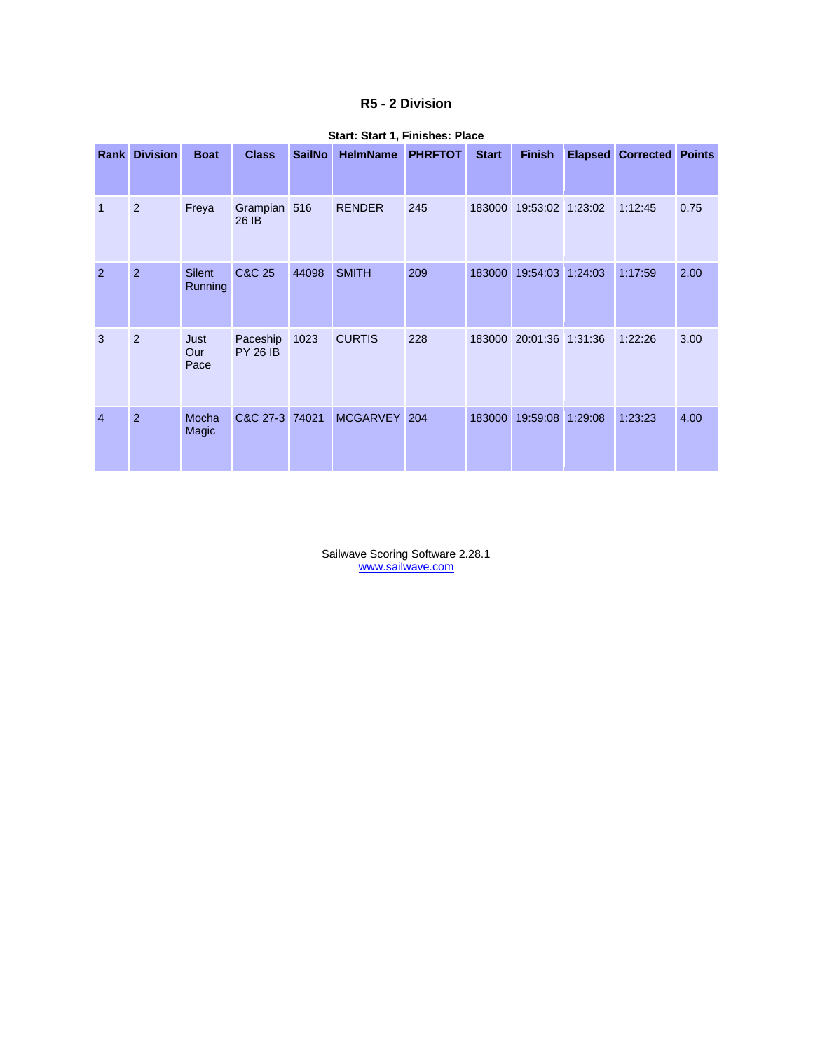### R5 - 2 Division

**Start: Start 1, Finishes: Place**

| Rank | Division | Boat | Class | SailNo | HelmName | PHRFTOT | Start | Finish | Elapsed | Corrected | Points |
|---|---|---|---|---|---|---|---|---|---|---|---|
| 1 | 2 | Freya | Grampian 26 IB | 516 | RENDER | 245 | 183000 | 19:53:02 | 1:23:02 | 1:12:45 | 0.75 |
| 2 | 2 | Silent Running | C&C 25 | 44098 | SMITH | 209 | 183000 | 19:54:03 | 1:24:03 | 1:17:59 | 2.00 |
| 3 | 2 | Just Our Pace | Paceship PY 26 IB | 1023 | CURTIS | 228 | 183000 | 20:01:36 | 1:31:36 | 1:22:26 | 3.00 |
| 4 | 2 | Mocha Magic | C&C 27-3 | 74021 | MCGARVEY | 204 | 183000 | 19:59:08 | 1:29:08 | 1:23:23 | 4.00 |

Sailwave Scoring Software 2.28.1
www.sailwave.com